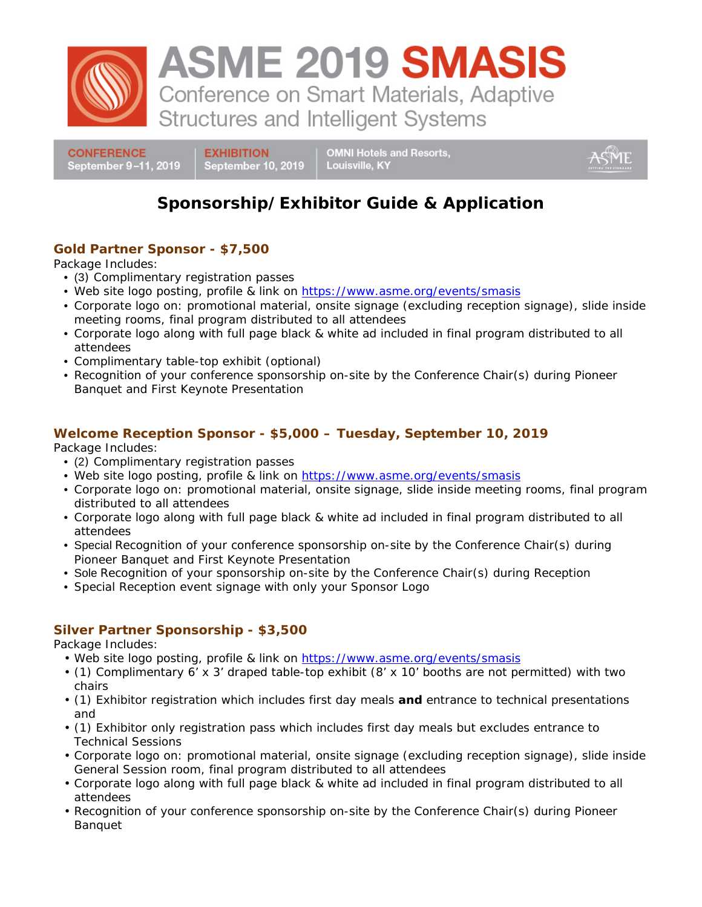# ASME 2019 SMASIS

Conference on Smart Materials, Adaptive Structures and Intelligent Systems

**CONFERENCE** September 9–11, 2019 | **EXHIBITION** September 10, 2019 | OMNI Hotels and Resorts, Louisville, KY

## Sponsorship/Exhibitor Guide & Application

### Gold Partner Sponsor - $7,500

Package Includes:

- (3) Complimentary registration passes
- Web site logo posting, profile & link on https://www.asme.org/events/smasis
- Corporate logo on: promotional material, onsite signage (excluding reception signage), slide inside meeting rooms, final program distributed to all attendees
- Corporate logo along with full page black & white ad included in final program distributed to all attendees
- Complimentary table-top exhibit (optional)
- Recognition of your conference sponsorship on-site by the Conference Chair(s) during Pioneer Banquet and First Keynote Presentation

### Welcome Reception Sponsor - $5,000 – Tuesday, September 10, 2019

Package Includes:

- (2) Complimentary registration passes
- Web site logo posting, profile & link on https://www.asme.org/events/smasis
- Corporate logo on: promotional material, onsite signage, slide inside meeting rooms, final program distributed to all attendees
- Corporate logo along with full page black & white ad included in final program distributed to all attendees
- Special Recognition of your conference sponsorship on-site by the Conference Chair(s) during Pioneer Banquet and First Keynote Presentation
- Sole Recognition of your sponsorship on-site by the Conference Chair(s) during Reception
- Special Reception event signage with only your Sponsor Logo

### Silver Partner Sponsorship - $3,500

Package Includes:

- Web site logo posting, profile & link on https://www.asme.org/events/smasis
- (1) Complimentary 6' x 3' draped table-top exhibit (8' x 10' booths are not permitted) with two chairs
- (1) Exhibitor registration which includes first day meals **and** entrance to technical presentations and
- (1) Exhibitor only registration pass which includes first day meals but excludes entrance to Technical Sessions
- Corporate logo on: promotional material, onsite signage (excluding reception signage), slide inside General Session room, final program distributed to all attendees
- Corporate logo along with full page black & white ad included in final program distributed to all attendees
- Recognition of your conference sponsorship on-site by the Conference Chair(s) during Pioneer Banquet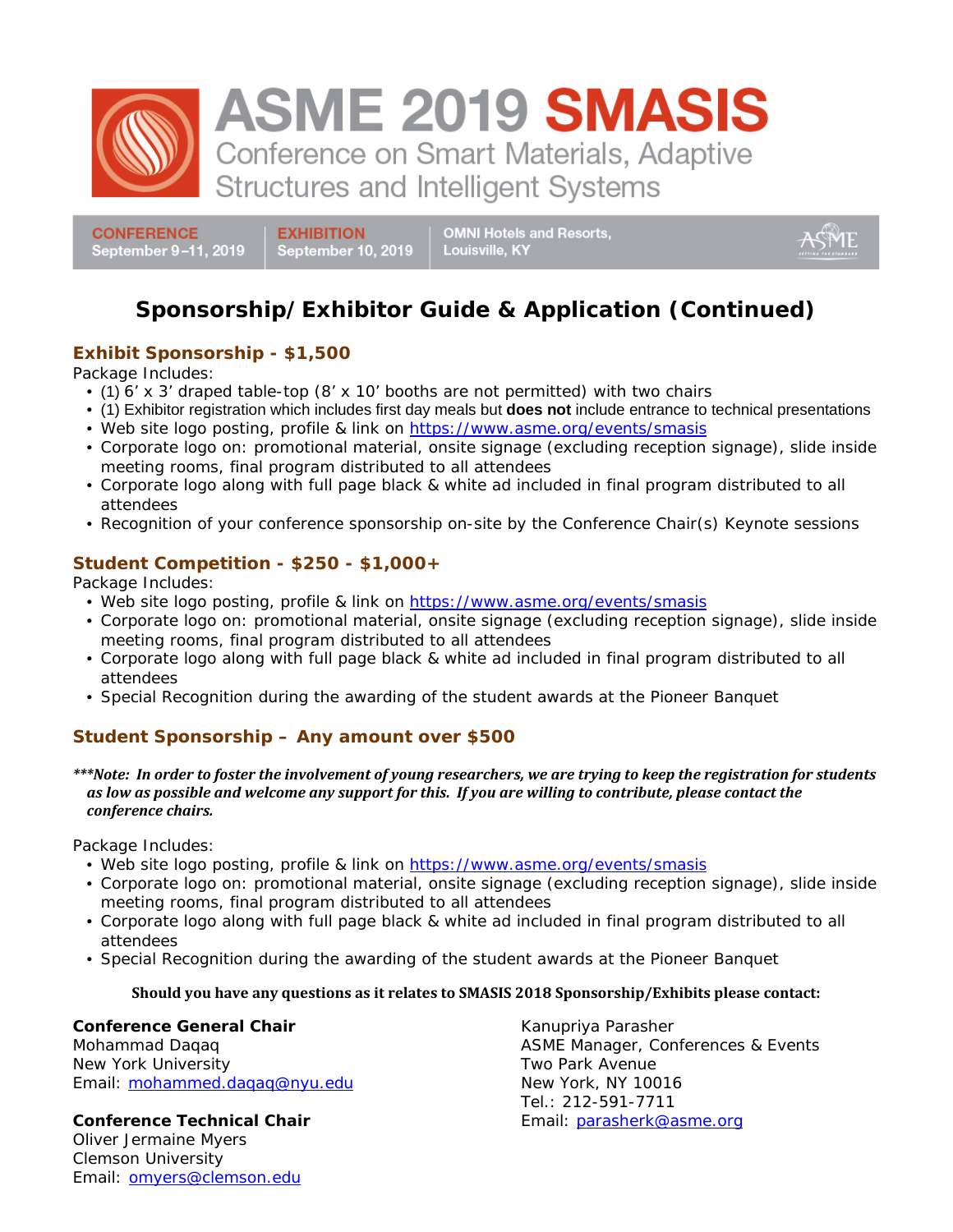# ASME 2019 SMASIS

Conference on Smart Materials, Adaptive Structures and Intelligent Systems

CONFERENCE September 9–11, 2019 | EXHIBITION September 10, 2019 | OMNI Hotels and Resorts, Louisville, KY

## Sponsorship/Exhibitor Guide & Application (Continued)

### Exhibit Sponsorship - $1,500

Package Includes:

- (1) 6' x 3' draped table-top (8' x 10' booths are not permitted) with two chairs
- (1) Exhibitor registration which includes first day meals but **does not** include entrance to technical presentations
- Web site logo posting, profile & link on https://www.asme.org/events/smasis
- Corporate logo on: promotional material, onsite signage (excluding reception signage), slide inside meeting rooms, final program distributed to all attendees
- Corporate logo along with full page black & white ad included in final program distributed to all attendees
- Recognition of your conference sponsorship on-site by the Conference Chair(s) Keynote sessions

### Student Competition - $250 - $1,000+

Package Includes:

- Web site logo posting, profile & link on https://www.asme.org/events/smasis
- Corporate logo on: promotional material, onsite signage (excluding reception signage), slide inside meeting rooms, final program distributed to all attendees
- Corporate logo along with full page black & white ad included in final program distributed to all attendees
- Special Recognition during the awarding of the student awards at the Pioneer Banquet

### Student Sponsorship – Any amount over $500

***\*\*\*Note: In order to foster the involvement of young researchers, we are trying to keep the registration for students as low as possible and welcome any support for this. If you are willing to contribute, please contact the conference chairs.***

Package Includes:

- Web site logo posting, profile & link on https://www.asme.org/events/smasis
- Corporate logo on: promotional material, onsite signage (excluding reception signage), slide inside meeting rooms, final program distributed to all attendees
- Corporate logo along with full page black & white ad included in final program distributed to all attendees
- Special Recognition during the awarding of the student awards at the Pioneer Banquet

**Should you have any questions as it relates to SMASIS 2018 Sponsorship/Exhibits please contact:**

**Conference General Chair**
Mohammad Daqaq
New York University
Email: mohammed.daqaq@nyu.edu

**Conference Technical Chair**
Oliver Jermaine Myers
Clemson University
Email: omyers@clemson.edu

Kanupriya Parasher
ASME Manager, Conferences & Events
Two Park Avenue
New York, NY 10016
Tel.: 212-591-7711
Email: parasherk@asme.org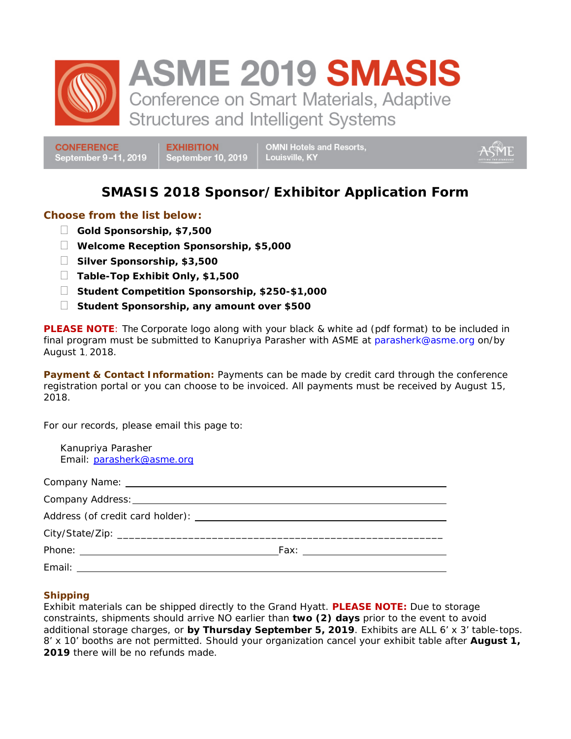# ASME 2019 SMASIS

Conference on Smart Materials, Adaptive Structures and Intelligent Systems

| CONFERENCE | EXHIBITION | OMNI Hotels and Resorts, |
| --- | --- | --- |
| September 9–11, 2019 | September 10, 2019 | Louisville, KY |

## SMASIS 2018 Sponsor/Exhibitor Application Form

**Choose from the list below:**

- ☐ **Gold Sponsorship, $7,500**
- ☐ **Welcome Reception Sponsorship, $5,000**
- ☐ **Silver Sponsorship, $3,500**
- ☐ **Table-Top Exhibit Only, $1,500**
- ☐ **Student Competition Sponsorship, $250-$1,000**
- ☐ **Student Sponsorship, any amount over $500**

**PLEASE NOTE**: The Corporate logo along with your black & white ad (pdf format) to be included in final program must be submitted to Kanupriya Parasher with ASME at parasherk@asme.org on/by August 1, 2018.

**Payment & Contact Information:** Payments can be made by credit card through the conference registration portal or you can choose to be invoiced. All payments must be received by August 15, 2018.

For our records, please email this page to:

Kanupriya Parasher
Email: parasherk@asme.org

Company Name: \_\_\_\_\_\_\_\_\_\_\_\_\_\_\_\_\_\_\_\_\_\_\_\_\_\_\_\_\_\_\_\_\_\_\_\_\_\_\_\_\_\_\_\_\_\_\_\_\_\_\_\_

Company Address: \_\_\_\_\_\_\_\_\_\_\_\_\_\_\_\_\_\_\_\_\_\_\_\_\_\_\_\_\_\_\_\_\_\_\_\_\_\_\_\_\_\_\_\_\_\_\_\_\_\_

Address (of credit card holder): \_\_\_\_\_\_\_\_\_\_\_\_\_\_\_\_\_\_\_\_\_\_\_\_\_\_\_\_\_\_\_\_\_\_\_\_\_\_\_\_

City/State/Zip: \_\_\_\_\_\_\_\_\_\_\_\_\_\_\_\_\_\_\_\_\_\_\_\_\_\_\_\_\_\_\_\_\_\_\_\_\_\_\_\_\_\_\_\_\_\_\_\_\_\_\_\_\_\_

Phone: \_\_\_\_\_\_\_\_\_\_\_\_\_\_\_\_\_\_\_\_\_\_\_\_\_\_\_\_\_\_ Fax: \_\_\_\_\_\_\_\_\_\_\_\_\_\_\_\_\_\_\_\_\_\_\_

Email: \_\_\_\_\_\_\_\_\_\_\_\_\_\_\_\_\_\_\_\_\_\_\_\_\_\_\_\_\_\_\_\_\_\_\_\_\_\_\_\_\_\_\_\_\_\_\_\_\_\_\_\_\_\_\_\_\_\_\_\_

**Shipping**

Exhibit materials can be shipped directly to the Grand Hyatt. **PLEASE NOTE:** Due to storage constraints, shipments should arrive NO earlier than **two (2) days** prior to the event to avoid additional storage charges, or **by Thursday September 5, 2019**. Exhibits are ALL 6' x 3' table-tops. 8' x 10' booths are not permitted. Should your organization cancel your exhibit table after **August 1, 2019** there will be no refunds made.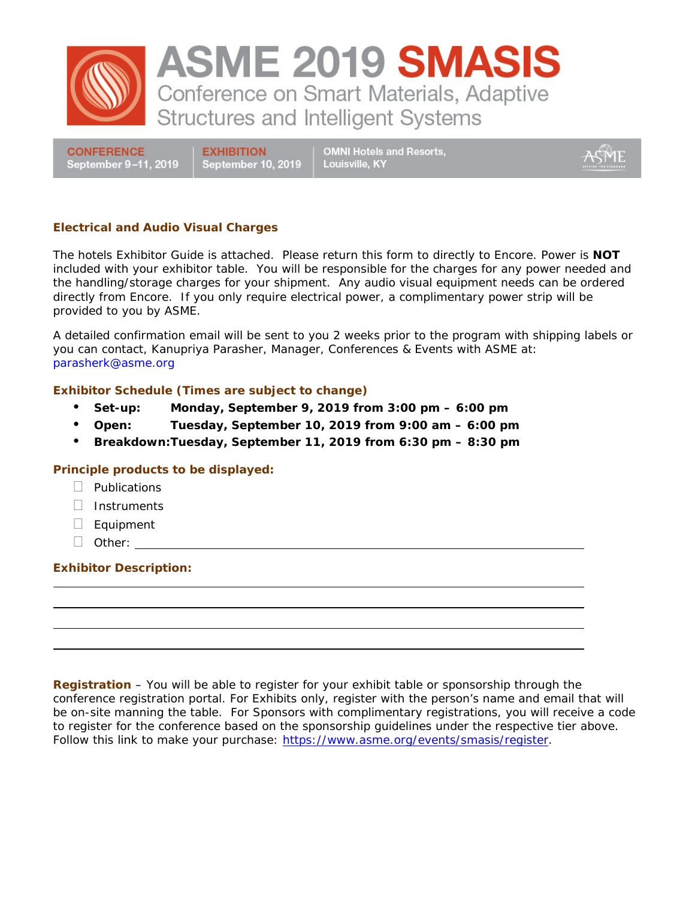# ASME 2019 SMASIS

Conference on Smart Materials, Adaptive Structures and Intelligent Systems

CONFERENCE September 9–11, 2019 | EXHIBITION September 10, 2019 | OMNI Hotels and Resorts, Louisville, KY

### Electrical and Audio Visual Charges

The hotels Exhibitor Guide is attached. Please return this form to directly to Encore. Power is **NOT** included with your exhibitor table. You will be responsible for the charges for any power needed and the handling/storage charges for your shipment. Any audio visual equipment needs can be ordered directly from Encore. If you only require electrical power, a complimentary power strip will be provided to you by ASME.

A detailed confirmation email will be sent to you 2 weeks prior to the program with shipping labels or you can contact, Kanupriya Parasher, Manager, Conferences & Events with ASME at: parasherk@asme.org

### Exhibitor Schedule (Times are subject to change)

- **Set-up: Monday, September 9, 2019 from 3:00 pm – 6:00 pm**
- **Open: Tuesday, September 10, 2019 from 9:00 am – 6:00 pm**
- **Breakdown: Tuesday, September 11, 2019 from 6:30 pm – 8:30 pm**

### Principle products to be displayed:

- ☐ Publications
- ☐ Instruments
- ☐ Equipment
- ☐ Other: ____________________

### Exhibitor Description:

____________________

____________________

____________________

____________________

**Registration** – You will be able to register for your exhibit table or sponsorship through the conference registration portal. For Exhibits only, register with the person's name and email that will be on-site manning the table. For Sponsors with complimentary registrations, you will receive a code to register for the conference based on the sponsorship guidelines under the respective tier above. Follow this link to make your purchase: https://www.asme.org/events/smasis/register.